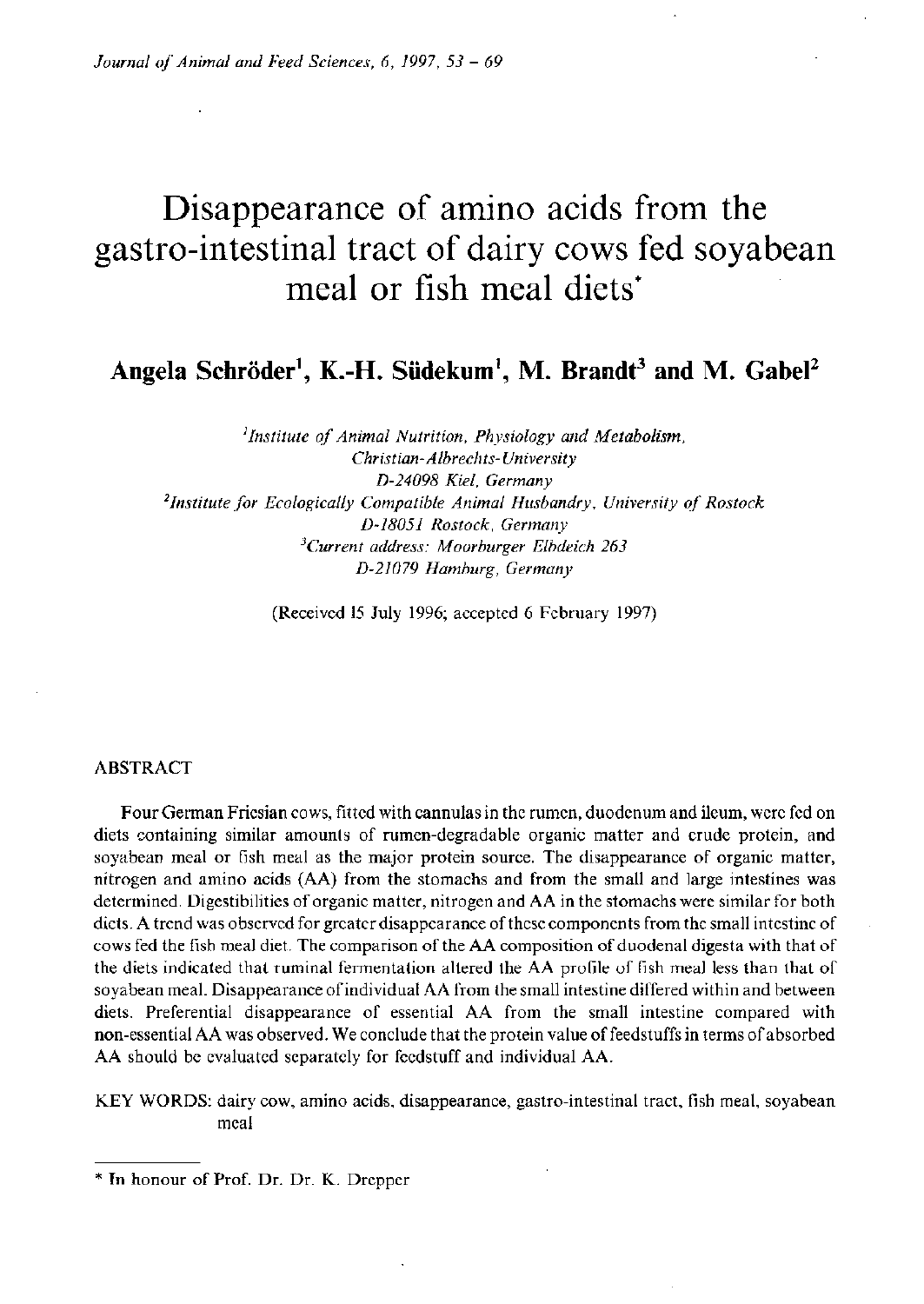# Disappearance of amino acids from the gastro-intestinal tract of dairy cows fed soyabean meal or fish meal diets*

**Angela Schröder[1], K.-H. Südekum[1], M. Brandt[3] and M. Gabel[2]**

*[1]Institute of Animal Nutrition, Physiology and Metabolism, Christian-Albrechts-University D-24098 Kiel, Germany*
*[2]Institute for Ecologically Compatible Animal Husbandry, University of Rostock D-18051 Rostock, Germany*
*[3]Current address: Moorburger Elbdeich 263 D-21079 Hamburg, Germany*

(Received 15 July 1996; accepted 6 February 1997)

## ABSTRACT

Four German Friesian cows, fitted with cannulas in the rumen, duodenum and ileum, were fed on diets containing similar amounts of rumen-degradable organic matter and crude protein, and soyabean meal or fish meal as the major protein source. The disappearance of organic matter, nitrogen and amino acids (AA) from the stomachs and from the small and large intestines was determined. Digestibilities of organic matter, nitrogen and AA in the stomachs were similar for both diets. A trend was observed for greater disappearance of these components from the small intestine of cows fed the fish meal diet. The comparison of the AA composition of duodenal digesta with that of the diets indicated that ruminal fermentation altered the AA profile of fish meal less than that of soyabean meal. Disappearance of individual AA from the small intestine differed within and between diets. Preferential disappearance of essential AA from the small intestine compared with non-essential AA was observed. We conclude that the protein value of feedstuffs in terms of absorbed AA should be evaluated separately for feedstuff and individual AA.

KEY WORDS: dairy cow, amino acids, disappearance, gastro-intestinal tract, fish meal, soyabean meal

---

* In honour of Prof. Dr. Dr. K. Drepper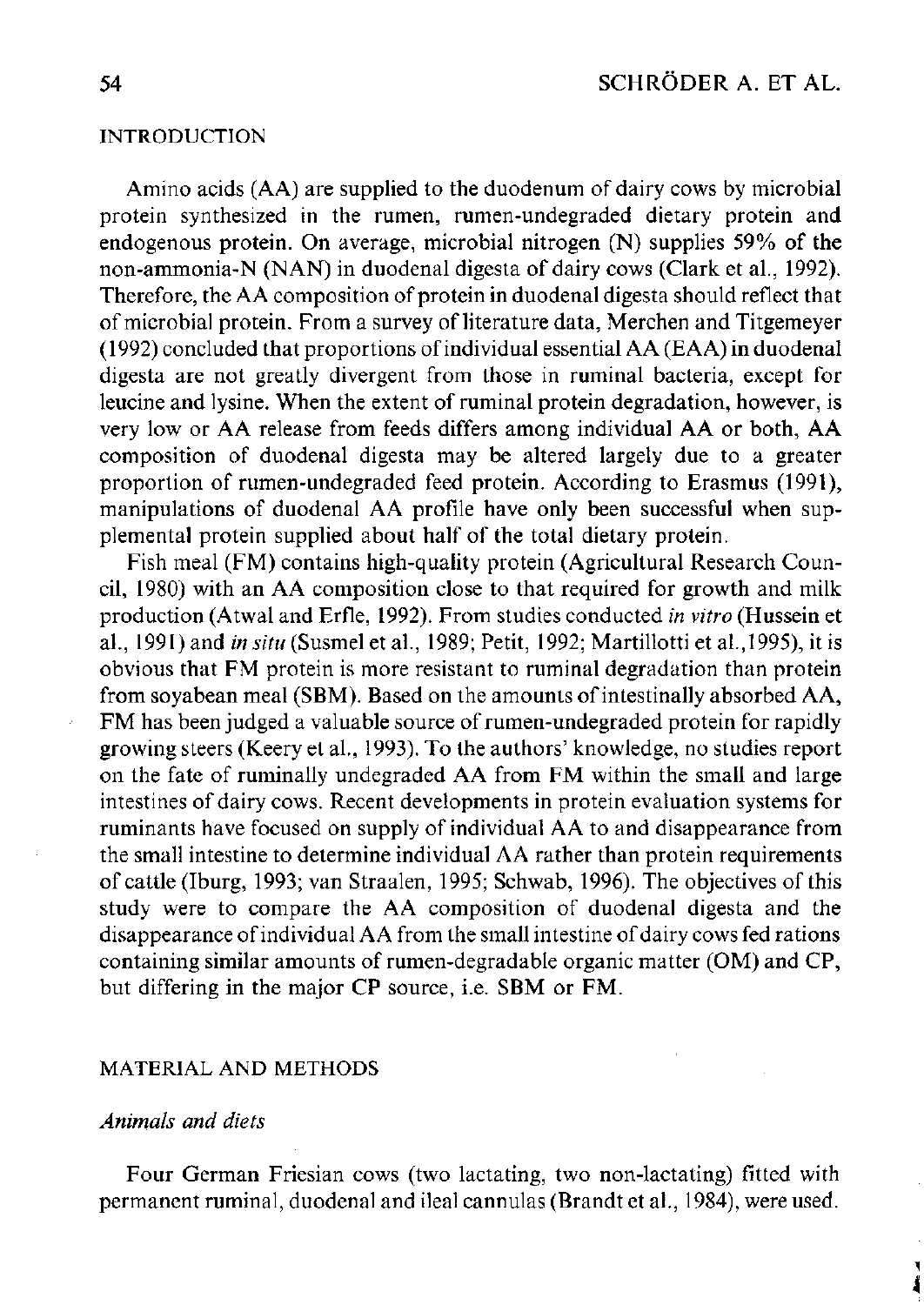## INTRODUCTION

Amino acids (AA) are supplied to the duodenum of dairy cows by microbial protein synthesized in the rumen, rumen-undegraded dietary protein and endogenous protein. On average, microbial nitrogen (N) supplies 59% of the non-ammonia-N (NAN) in duodenal digesta of dairy cows (Clark et al., 1992). Therefore, the AA composition of protein in duodenal digesta should reflect that of microbial protein. From a survey of literature data, Merchen and Titgemeyer (1992) concluded that proportions of individual essential AA (EAA) in duodenal digesta are not greatly divergent from those in ruminal bacteria, except for leucine and lysine. When the extent of ruminal protein degradation, however, is very low or AA release from feeds differs among individual AA or both, AA composition of duodenal digesta may be altered largely due to a greater proportion of rumen-undegraded feed protein. According to Erasmus (1991), manipulations of duodenal AA profile have only been successful when supplemental protein supplied about half of the total dietary protein.

Fish meal (FM) contains high-quality protein (Agricultural Research Council, 1980) with an AA composition close to that required for growth and milk production (Atwal and Erfle, 1992). From studies conducted *in vitro* (Hussein et al., 1991) and *in situ* (Susmel et al., 1989; Petit, 1992; Martillotti et al.,1995), it is obvious that FM protein is more resistant to ruminal degradation than protein from soyabean meal (SBM). Based on the amounts of intestinally absorbed AA, FM has been judged a valuable source of rumen-undegraded protein for rapidly growing steers (Keery et al., 1993). To the authors' knowledge, no studies report on the fate of ruminally undegraded AA from FM within the small and large intestines of dairy cows. Recent developments in protein evaluation systems for ruminants have focused on supply of individual AA to and disappearance from the small intestine to determine individual AA rather than protein requirements of cattle (Iburg, 1993; van Straalen, 1995; Schwab, 1996). The objectives of this study were to compare the AA composition of duodenal digesta and the disappearance of individual AA from the small intestine of dairy cows fed rations containing similar amounts of rumen-degradable organic matter (OM) and CP, but differing in the major CP source, i.e. SBM or FM.

## MATERIAL AND METHODS

### *Animals and diets*

Four German Friesian cows (two lactating, two non-lactating) fitted with permanent ruminal, duodenal and ileal cannulas (Brandt et al., 1984), were used.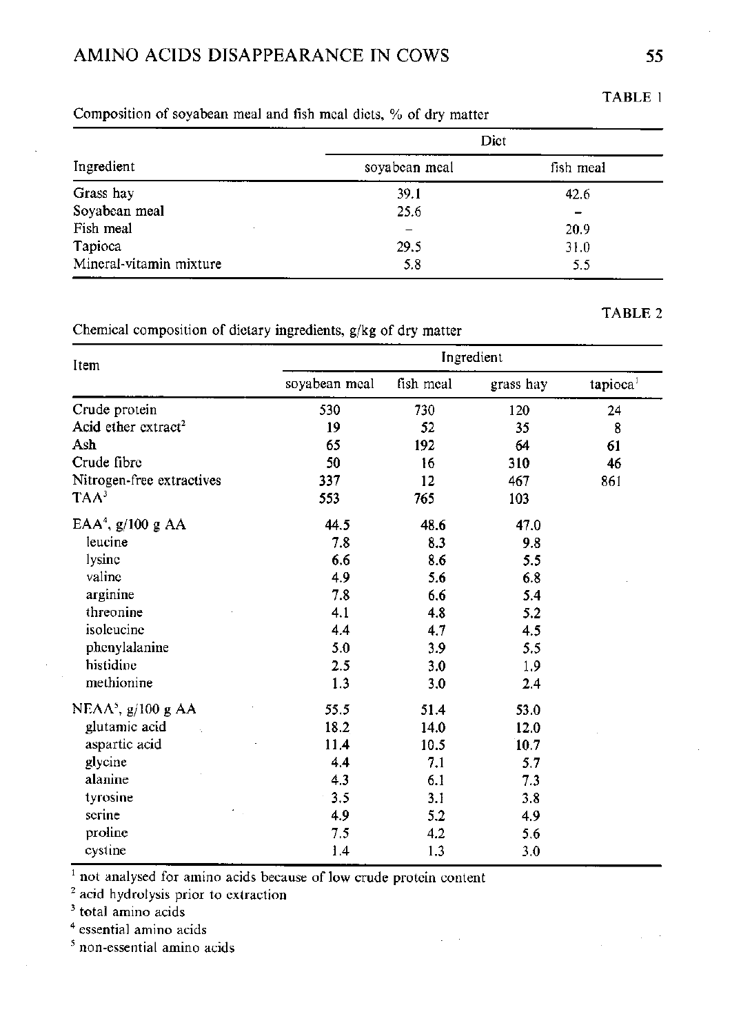TABLE 1

Composition of soyabean meal and fish meal diets, % of dry matter

| Ingredient | Diet | |
|---|---|---|
| | soyabean meal | fish meal |
| Grass hay | 39.1 | 42.6 |
| Soyabean meal | 25.6 | – |
| Fish meal | – | 20.9 |
| Tapioca | 29.5 | 31.0 |
| Mineral-vitamin mixture | 5.8 | 5.5 |

TABLE 2

Chemical composition of dietary ingredients, g/kg of dry matter

| Item | Ingredient | | | |
|---|---|---|---|---|
| | soyabean meal | fish meal | grass hay | tapioca[1] |
| Crude protein | 530 | 730 | 120 | 24 |
| Acid ether extract[2] | 19 | 52 | 35 | 8 |
| Ash | 65 | 192 | 64 | 61 |
| Crude fibre | 50 | 16 | 310 | 46 |
| Nitrogen-free extractives | 337 | 12 | 467 | 861 |
| TAA[3] | 553 | 765 | 103 | |
| EAA[4], g/100 g AA | 44.5 | 48.6 | 47.0 | |
| leucine | 7.8 | 8.3 | 9.8 | |
| lysine | 6.6 | 8.6 | 5.5 | |
| valine | 4.9 | 5.6 | 6.8 | |
| arginine | 7.8 | 6.6 | 5.4 | |
| threonine | 4.1 | 4.8 | 5.2 | |
| isoleucine | 4.4 | 4.7 | 4.5 | |
| phenylalanine | 5.0 | 3.9 | 5.5 | |
| histidine | 2.5 | 3.0 | 1.9 | |
| methionine | 1.3 | 3.0 | 2.4 | |
| NEAA[5], g/100 g AA | 55.5 | 51.4 | 53.0 | |
| glutamic acid | 18.2 | 14.0 | 12.0 | |
| aspartic acid | 11.4 | 10.5 | 10.7 | |
| glycine | 4.4 | 7.1 | 5.7 | |
| alanine | 4.3 | 6.1 | 7.3 | |
| tyrosine | 3.5 | 3.1 | 3.8 | |
| serine | 4.9 | 5.2 | 4.9 | |
| proline | 7.5 | 4.2 | 5.6 | |
| cystine | 1.4 | 1.3 | 3.0 | |

[1] not analysed for amino acids because of low crude protein content
[2] acid hydrolysis prior to extraction
[3] total amino acids
[4] essential amino acids
[5] non-essential amino acids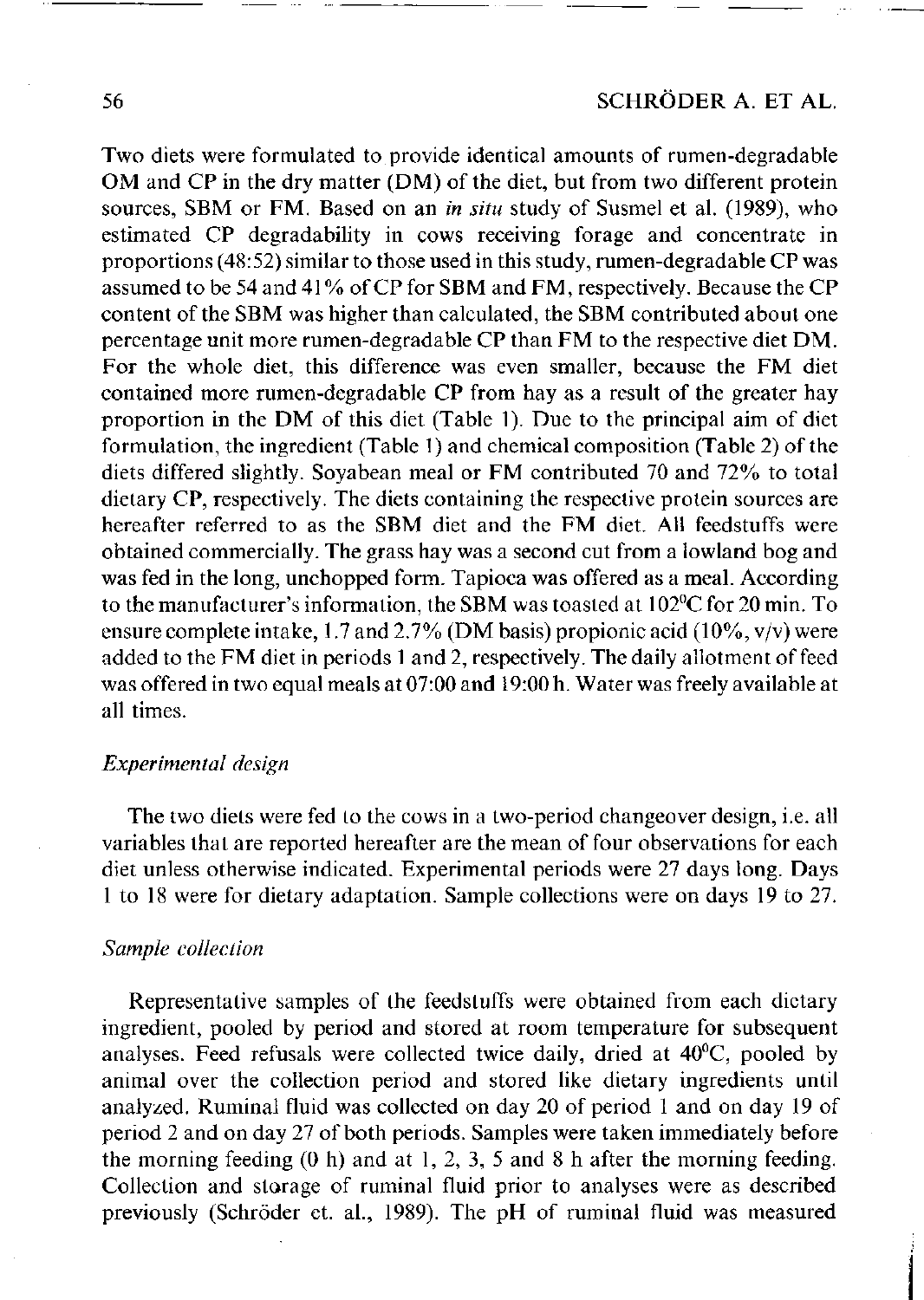Two diets were formulated to provide identical amounts of rumen-degradable OM and CP in the dry matter (DM) of the diet, but from two different protein sources, SBM or FM. Based on an *in situ* study of Susmel et al. (1989), who estimated CP degradability in cows receiving forage and concentrate in proportions (48:52) similar to those used in this study, rumen-degradable CP was assumed to be 54 and 41% of CP for SBM and FM, respectively. Because the CP content of the SBM was higher than calculated, the SBM contributed about one percentage unit more rumen-degradable CP than FM to the respective diet DM. For the whole diet, this difference was even smaller, because the FM diet contained more rumen-degradable CP from hay as a result of the greater hay proportion in the DM of this diet (Table 1). Due to the principal aim of diet formulation, the ingredient (Table 1) and chemical composition (Table 2) of the diets differed slightly. Soyabean meal or FM contributed 70 and 72% to total dietary CP, respectively. The diets containing the respective protein sources are hereafter referred to as the SBM diet and the FM diet. All feedstuffs were obtained commercially. The grass hay was a second cut from a lowland bog and was fed in the long, unchopped form. Tapioca was offered as a meal. According to the manufacturer's information, the SBM was toasted at 102°C for 20 min. To ensure complete intake, 1.7 and 2.7% (DM basis) propionic acid (10%, v/v) were added to the FM diet in periods 1 and 2, respectively. The daily allotment of feed was offered in two equal meals at 07:00 and 19:00 h. Water was freely available at all times.

### *Experimental design*

The two diets were fed to the cows in a two-period changeover design, i.e. all variables that are reported hereafter are the mean of four observations for each diet unless otherwise indicated. Experimental periods were 27 days long. Days 1 to 18 were for dietary adaptation. Sample collections were on days 19 to 27.

### *Sample collection*

Representative samples of the feedstuffs were obtained from each dietary ingredient, pooled by period and stored at room temperature for subsequent analyses. Feed refusals were collected twice daily, dried at 40°C, pooled by animal over the collection period and stored like dietary ingredients until analyzed. Ruminal fluid was collected on day 20 of period 1 and on day 19 of period 2 and on day 27 of both periods. Samples were taken immediately before the morning feeding (0 h) and at 1, 2, 3, 5 and 8 h after the morning feeding. Collection and storage of ruminal fluid prior to analyses were as described previously (Schröder et. al., 1989). The pH of ruminal fluid was measured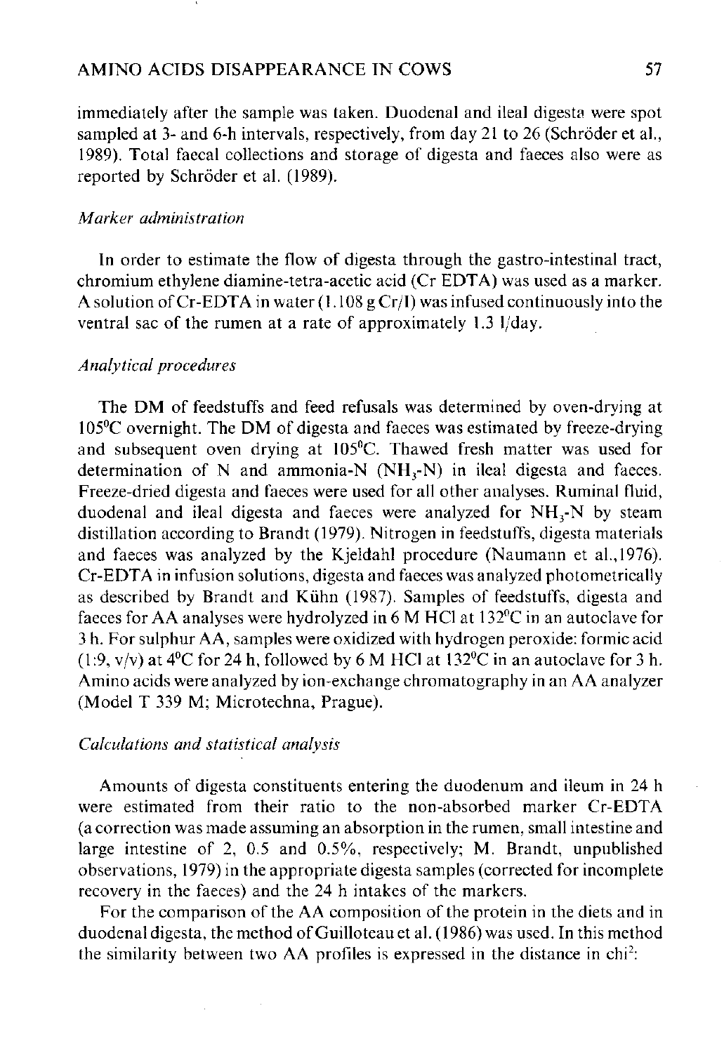immediately after the sample was taken. Duodenal and ileal digesta were spot sampled at 3- and 6-h intervals, respectively, from day 21 to 26 (Schröder et al., 1989). Total faecal collections and storage of digesta and faeces also were as reported by Schröder et al. (1989).

### *Marker administration*

In order to estimate the flow of digesta through the gastro-intestinal tract, chromium ethylene diamine-tetra-acetic acid (Cr EDTA) was used as a marker. A solution of Cr-EDTA in water (1.108 g Cr/l) was infused continuously into the ventral sac of the rumen at a rate of approximately 1.3 l/day.

### *Analytical procedures*

The DM of feedstuffs and feed refusals was determined by oven-drying at 105°C overnight. The DM of digesta and faeces was estimated by freeze-drying and subsequent oven drying at 105°C. Thawed fresh matter was used for determination of N and ammonia-N ($NH_3$-N) in ileal digesta and faeces. Freeze-dried digesta and faeces were used for all other analyses. Ruminal fluid, duodenal and ileal digesta and faeces were analyzed for $NH_3$-N by steam distillation according to Brandt (1979). Nitrogen in feedstuffs, digesta materials and faeces was analyzed by the Kjeldahl procedure (Naumann et al., 1976). Cr-EDTA in infusion solutions, digesta and faeces was analyzed photometrically as described by Brandt and Kühn (1987). Samples of feedstuffs, digesta and faeces for AA analyses were hydrolyzed in 6 M HCl at 132°C in an autoclave for 3 h. For sulphur AA, samples were oxidized with hydrogen peroxide: formic acid (1:9, v/v) at 4°C for 24 h, followed by 6 M HCl at 132°C in an autoclave for 3 h. Amino acids were analyzed by ion-exchange chromatography in an AA analyzer (Model T 339 M; Microtechna, Prague).

### *Calculations and statistical analysis*

Amounts of digesta constituents entering the duodenum and ileum in 24 h were estimated from their ratio to the non-absorbed marker Cr-EDTA (a correction was made assuming an absorption in the rumen, small intestine and large intestine of 2, 0.5 and 0.5%, respectively; M. Brandt, unpublished observations, 1979) in the appropriate digesta samples (corrected for incomplete recovery in the faeces) and the 24 h intakes of the markers.

For the comparison of the AA composition of the protein in the diets and in duodenal digesta, the method of Guilloteau et al. (1986) was used. In this method the similarity between two AA profiles is expressed in the distance in chi$^2$: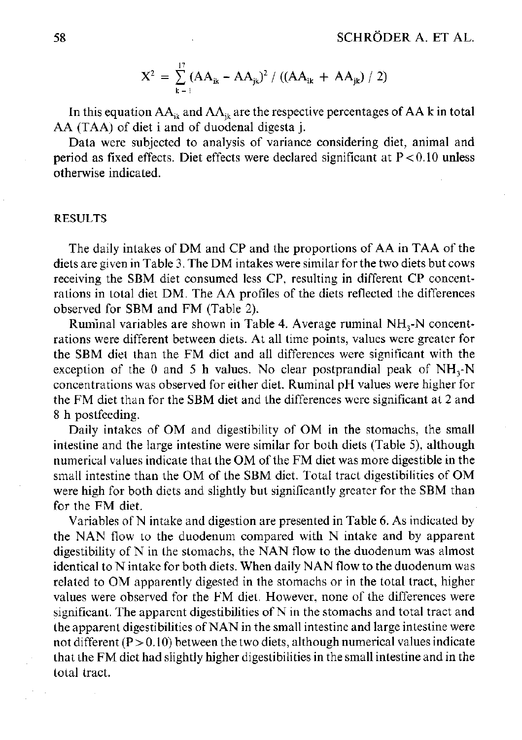$$X^2 = \sum_{k=1}^{17} (AA_{ik} - AA_{jk})^2 / ((AA_{ik} + AA_{jk}) / 2)$$

In this equation $AA_{ik}$ and $AA_{jk}$ are the respective percentages of AA k in total AA (TAA) of diet i and of duodenal digesta j.

Data were subjected to analysis of variance considering diet, animal and period as fixed effects. Diet effects were declared significant at $P < 0.10$ unless otherwise indicated.

## RESULTS

The daily intakes of DM and CP and the proportions of AA in TAA of the diets are given in Table 3. The DM intakes were similar for the two diets but cows receiving the SBM diet consumed less CP, resulting in different CP concentrations in total diet DM. The AA profiles of the diets reflected the differences observed for SBM and FM (Table 2).

Ruminal variables are shown in Table 4. Average ruminal $NH_3$-N concentrations were different between diets. At all time points, values were greater for the SBM diet than the FM diet and all differences were significant with the exception of the 0 and 5 h values. No clear postprandial peak of $NH_3$-N concentrations was observed for either diet. Ruminal pH values were higher for the FM diet than for the SBM diet and the differences were significant at 2 and 8 h postfeeding.

Daily intakes of OM and digestibility of OM in the stomachs, the small intestine and the large intestine were similar for both diets (Table 5), although numerical values indicate that the OM of the FM diet was more digestible in the small intestine than the OM of the SBM diet. Total tract digestibilities of OM were high for both diets and slightly but significantly greater for the SBM than for the FM diet.

Variables of N intake and digestion are presented in Table 6. As indicated by the NAN flow to the duodenum compared with N intake and by apparent digestibility of N in the stomachs, the NAN flow to the duodenum was almost identical to N intake for both diets. When daily NAN flow to the duodenum was related to OM apparently digested in the stomachs or in the total tract, higher values were observed for the FM diet. However, none of the differences were significant. The apparent digestibilities of N in the stomachs and total tract and the apparent digestibilities of NAN in the small intestine and large intestine were not different ($P > 0.10$) between the two diets, although numerical values indicate that the FM diet had slightly higher digestibilities in the small intestine and in the total tract.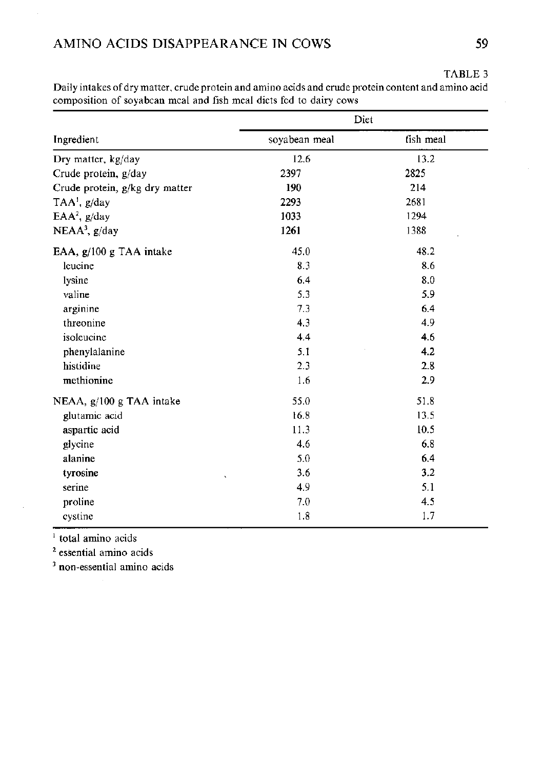TABLE 3

Daily intakes of dry matter, crude protein and amino acids and crude protein content and amino acid composition of soyabean meal and fish meal diets fed to dairy cows

| Ingredient | Diet | |
|---|---|---|
| | soyabean meal | fish meal |
| Dry matter, kg/day | 12.6 | 13.2 |
| Crude protein, g/day | 2397 | 2825 |
| Crude protein, g/kg dry matter | 190 | 214 |
| TAA[1], g/day | 2293 | 2681 |
| EAA[2], g/day | 1033 | 1294 |
| NEAA[3], g/day | 1261 | 1388 |
| EAA, g/100 g TAA intake | 45.0 | 48.2 |
| leucine | 8.3 | 8.6 |
| lysine | 6.4 | 8.0 |
| valine | 5.3 | 5.9 |
| arginine | 7.3 | 6.4 |
| threonine | 4.3 | 4.9 |
| isoleucine | 4.4 | 4.6 |
| phenylalanine | 5.1 | 4.2 |
| histidine | 2.3 | 2.8 |
| methionine | 1.6 | 2.9 |
| NEAA, g/100 g TAA intake | 55.0 | 51.8 |
| glutamic acid | 16.8 | 13.5 |
| aspartic acid | 11.3 | 10.5 |
| glycine | 4.6 | 6.8 |
| alanine | 5.0 | 6.4 |
| tyrosine | 3.6 | 3.2 |
| serine | 4.9 | 5.1 |
| proline | 7.0 | 4.5 |
| cystine | 1.8 | 1.7 |

[1] total amino acids

[2] essential amino acids

[3] non-essential amino acids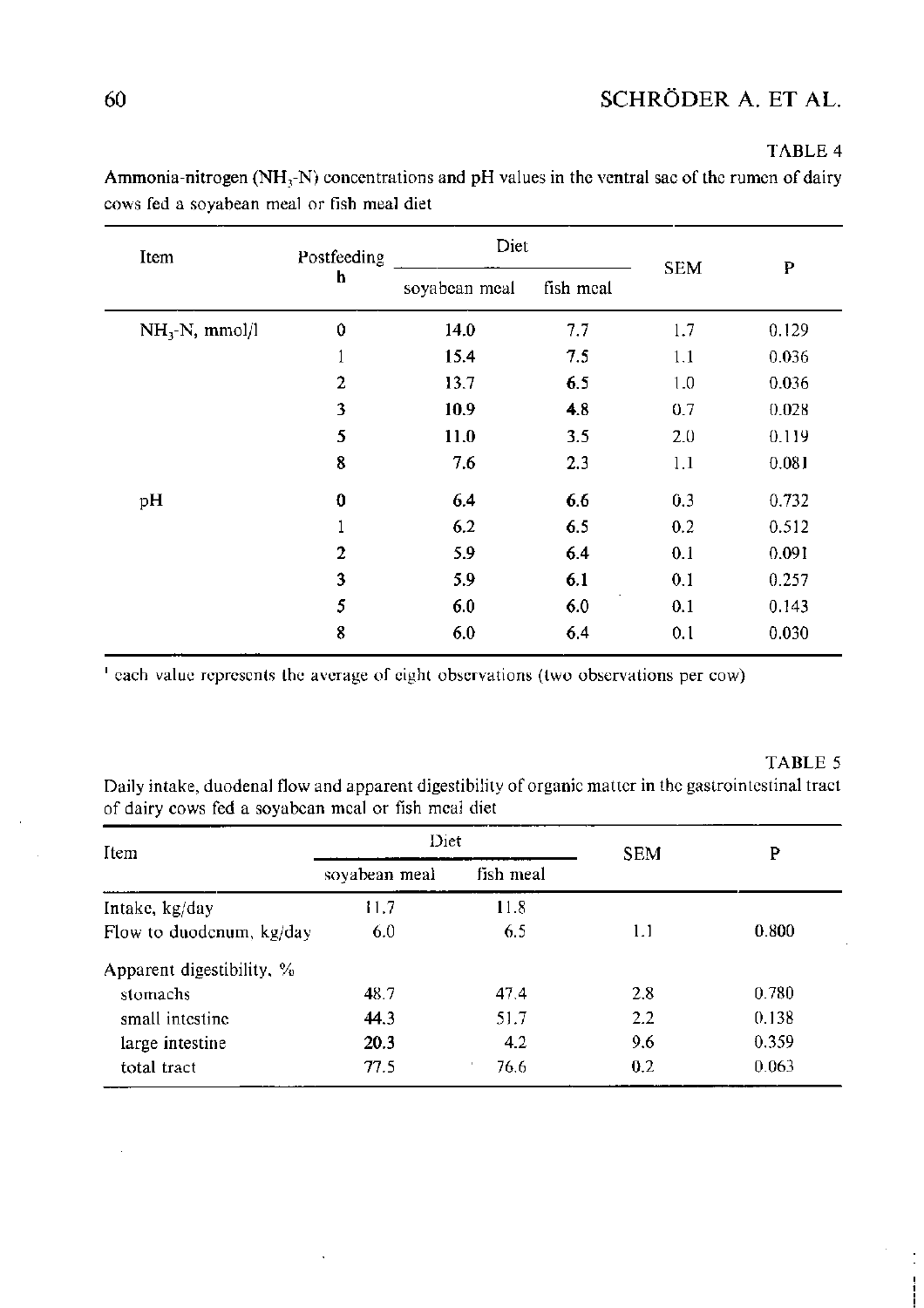TABLE 4

Ammonia-nitrogen ($NH_3$-N) concentrations and pH values in the ventral sac of the rumen of dairy cows fed a soyabean meal or fish meal diet

| Item | Postfeeding h | Diet | | SEM | P |
|---|---|---|---|---|---|
| | | soyabean meal | fish meal | | |
| $NH_3$-N, mmol/l | 0 | 14.0 | 7.7 | 1.7 | 0.129 |
| | 1 | 15.4 | 7.5 | 1.1 | 0.036 |
| | 2 | 13.7 | 6.5 | 1.0 | 0.036 |
| | 3 | 10.9 | 4.8 | 0.7 | 0.028 |
| | 5 | 11.0 | 3.5 | 2.0 | 0.119 |
| | 8 | 7.6 | 2.3 | 1.1 | 0.081 |
| pH | 0 | 6.4 | 6.6 | 0.3 | 0.732 |
| | 1 | 6.2 | 6.5 | 0.2 | 0.512 |
| | 2 | 5.9 | 6.4 | 0.1 | 0.091 |
| | 3 | 5.9 | 6.1 | 0.1 | 0.257 |
| | 5 | 6.0 | 6.0 | 0.1 | 0.143 |
| | 8 | 6.0 | 6.4 | 0.1 | 0.030 |

[1] each value represents the average of eight observations (two observations per cow)

TABLE 5

Daily intake, duodenal flow and apparent digestibility of organic matter in the gastrointestinal tract of dairy cows fed a soyabean meal or fish meal diet

| Item | Diet | | SEM | P |
|---|---|---|---|---|
| | soyabean meal | fish meal | | |
| Intake, kg/day | 11.7 | 11.8 | | |
| Flow to duodenum, kg/day | 6.0 | 6.5 | 1.1 | 0.800 |
| Apparent digestibility, % | | | | |
| stomachs | 48.7 | 47.4 | 2.8 | 0.780 |
| small intestine | 44.3 | 51.7 | 2.2 | 0.138 |
| large intestine | 20.3 | 4.2 | 9.6 | 0.359 |
| total tract | 77.5 | 76.6 | 0.2 | 0.063 |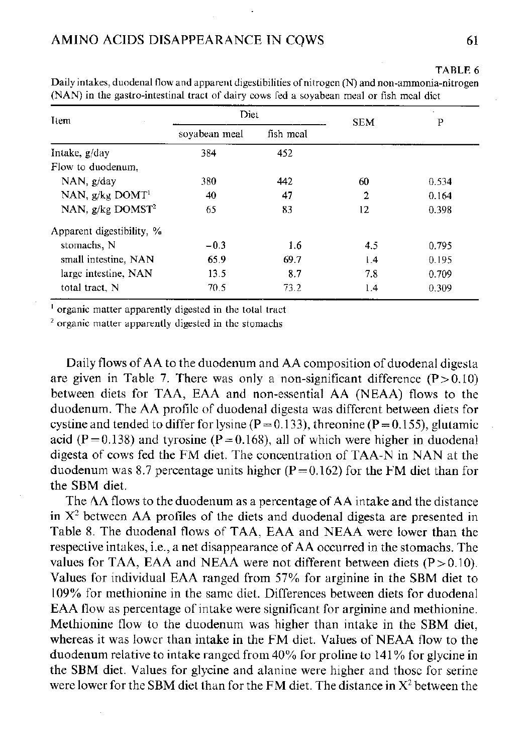TABLE 6

Daily intakes, duodenal flow and apparent digestibilities of nitrogen (N) and non-ammonia-nitrogen (NAN) in the gastro-intestinal tract of dairy cows fed a soyabean meal or fish meal diet

| Item | Diet | | SEM | P |
|---|---|---|---|---|
| | soyabean meal | fish meal | | |
| Intake, g/day | 384 | 452 | | |
| Flow to duodenum, | | | | |
| NAN, g/day | 380 | 442 | 60 | 0.534 |
| NAN, g/kg DOMT[1] | 40 | 47 | 2 | 0.164 |
| NAN, g/kg DOMST[2] | 65 | 83 | 12 | 0.398 |
| Apparent digestibility, % | | | | |
| stomachs, N | −0.3 | 1.6 | 4.5 | 0.795 |
| small intestine, NAN | 65.9 | 69.7 | 1.4 | 0.195 |
| large intestine, NAN | 13.5 | 8.7 | 7.8 | 0.709 |
| total tract, N | 70.5 | 73.2 | 1.4 | 0.309 |

[1] organic matter apparently digested in the total tract

[2] organic matter apparently digested in the stomachs

Daily flows of AA to the duodenum and AA composition of duodenal digesta are given in Table 7. There was only a non-significant difference ($P > 0.10$) between diets for TAA, EAA and non-essential AA (NEAA) flows to the duodenum. The AA profile of duodenal digesta was different between diets for cystine and tended to differ for lysine ($P = 0.133$), threonine ($P = 0.155$), glutamic acid ($P = 0.138$) and tyrosine ($P = 0.168$), all of which were higher in duodenal digesta of cows fed the FM diet. The concentration of TAA-N in NAN at the duodenum was 8.7 percentage units higher ($P = 0.162$) for the FM diet than for the SBM diet.

The AA flows to the duodenum as a percentage of AA intake and the distance in $X^2$ between AA profiles of the diets and duodenal digesta are presented in Table 8. The duodenal flows of TAA, EAA and NEAA were lower than the respective intakes, i.e., a net disappearance of AA occurred in the stomachs. The values for TAA, EAA and NEAA were not different between diets ($P > 0.10$). Values for individual EAA ranged from 57% for arginine in the SBM diet to 109% for methionine in the same diet. Differences between diets for duodenal EAA flow as percentage of intake were significant for arginine and methionine. Methionine flow to the duodenum was higher than intake in the SBM diet, whereas it was lower than intake in the FM diet. Values of NEAA flow to the duodenum relative to intake ranged from 40% for proline to 141% for glycine in the SBM diet. Values for glycine and alanine were higher and those for serine were lower for the SBM diet than for the FM diet. The distance in $X^2$ between the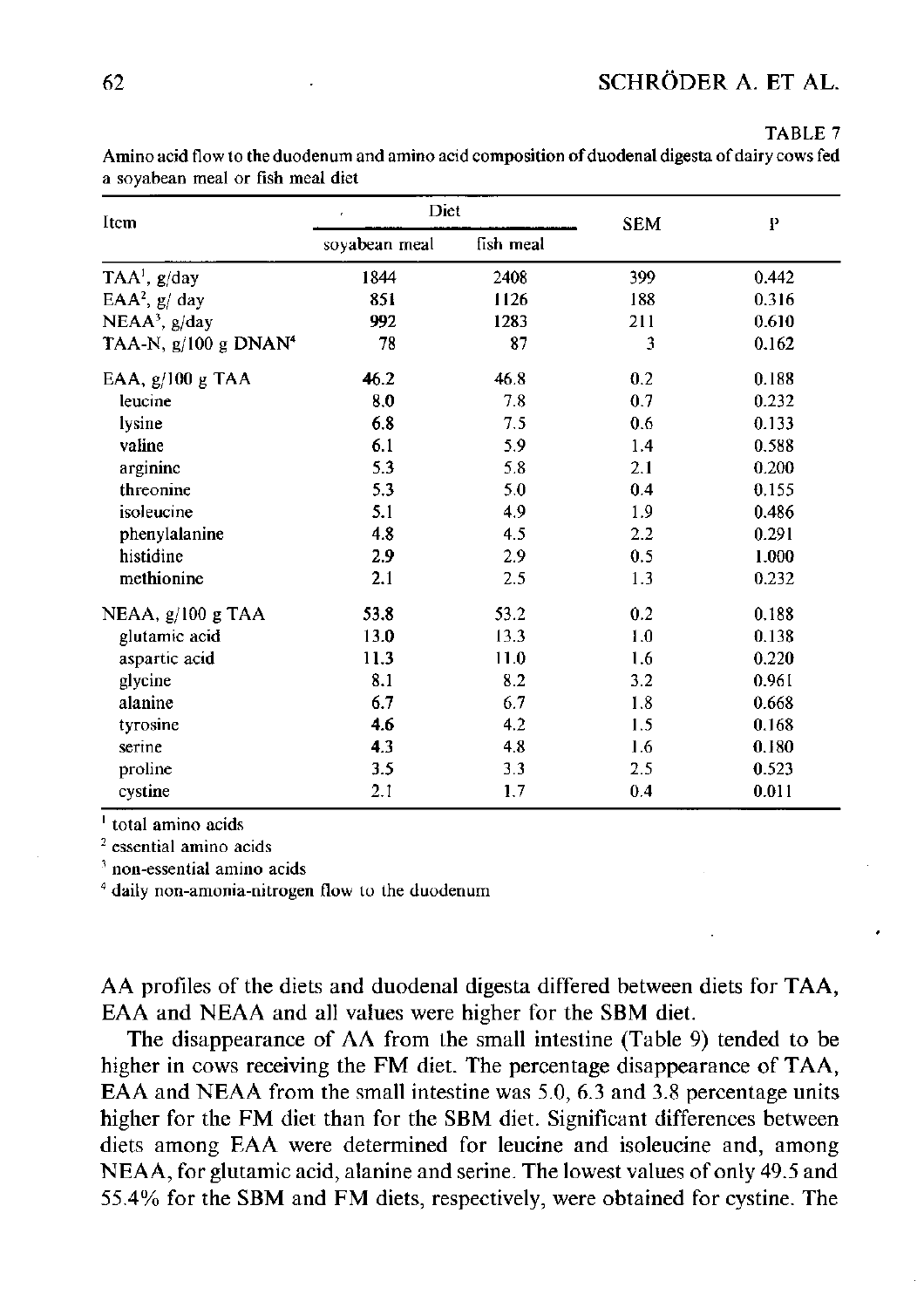TABLE 7

Amino acid flow to the duodenum and amino acid composition of duodenal digesta of dairy cows fed a soyabean meal or fish meal diet

| Item | Diet | | SEM | P |
|---|---|---|---|---|
| | soyabean meal | fish meal | | |
| TAA[1], g/day | 1844 | 2408 | 399 | 0.442 |
| EAA[2], g/ day | 851 | 1126 | 188 | 0.316 |
| NEAA[3], g/day | 992 | 1283 | 211 | 0.610 |
| TAA-N, g/100 g DNAN[4] | 78 | 87 | 3 | 0.162 |
| EAA, g/100 g TAA | 46.2 | 46.8 | 0.2 | 0.188 |
| leucine | 8.0 | 7.8 | 0.7 | 0.232 |
| lysine | 6.8 | 7.5 | 0.6 | 0.133 |
| valine | 6.1 | 5.9 | 1.4 | 0.588 |
| arginine | 5.3 | 5.8 | 2.1 | 0.200 |
| threonine | 5.3 | 5.0 | 0.4 | 0.155 |
| isoleucine | 5.1 | 4.9 | 1.9 | 0.486 |
| phenylalanine | 4.8 | 4.5 | 2.2 | 0.291 |
| histidine | 2.9 | 2.9 | 0.5 | 1.000 |
| methionine | 2.1 | 2.5 | 1.3 | 0.232 |
| NEAA, g/100 g TAA | 53.8 | 53.2 | 0.2 | 0.188 |
| glutamic acid | 13.0 | 13.3 | 1.0 | 0.138 |
| aspartic acid | 11.3 | 11.0 | 1.6 | 0.220 |
| glycine | 8.1 | 8.2 | 3.2 | 0.961 |
| alanine | 6.7 | 6.7 | 1.8 | 0.668 |
| tyrosine | 4.6 | 4.2 | 1.5 | 0.168 |
| serine | 4.3 | 4.8 | 1.6 | 0.180 |
| proline | 3.5 | 3.3 | 2.5 | 0.523 |
| cystine | 2.1 | 1.7 | 0.4 | 0.011 |

[1] total amino acids
[2] essential amino acids
[3] non-essential amino acids
[4] daily non-ammonia-nitrogen flow to the duodenum

AA profiles of the diets and duodenal digesta differed between diets for TAA, EAA and NEAA and all values were higher for the SBM diet.

The disappearance of AA from the small intestine (Table 9) tended to be higher in cows receiving the FM diet. The percentage disappearance of TAA, EAA and NEAA from the small intestine was 5.0, 6.3 and 3.8 percentage units higher for the FM diet than for the SBM diet. Significant differences between diets among EAA were determined for leucine and isoleucine and, among NEAA, for glutamic acid, alanine and serine. The lowest values of only 49.5 and 55.4% for the SBM and FM diets, respectively, were obtained for cystine. The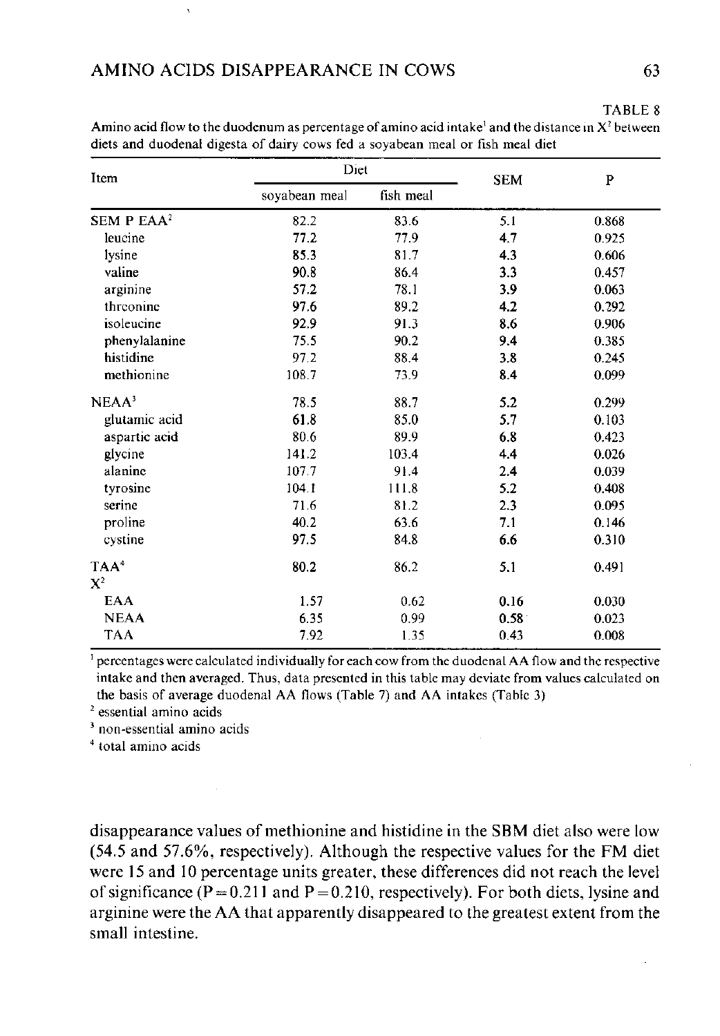TABLE 8

Amino acid flow to the duodenum as percentage of amino acid intake[1] and the distance in $X^2$ between diets and duodenal digesta of dairy cows fed a soyabean meal or fish meal diet

| Item | Diet | | SEM | P |
|---|---|---|---|---|
| | soyabean meal | fish meal | | |
| SEM P EAA[2] | 82.2 | 83.6 | 5.1 | 0.868 |
| leucine | 77.2 | 77.9 | 4.7 | 0.925 |
| lysine | 85.3 | 81.7 | 4.3 | 0.606 |
| valine | 90.8 | 86.4 | 3.3 | 0.457 |
| arginine | 57.2 | 78.1 | 3.9 | 0.063 |
| threonine | 97.6 | 89.2 | 4.2 | 0.292 |
| isoleucine | 92.9 | 91.3 | 8.6 | 0.906 |
| phenylalanine | 75.5 | 90.2 | 9.4 | 0.385 |
| histidine | 97.2 | 88.4 | 3.8 | 0.245 |
| methionine | 108.7 | 73.9 | 8.4 | 0.099 |
| NEAA[3] | 78.5 | 88.7 | 5.2 | 0.299 |
| glutamic acid | 61.8 | 85.0 | 5.7 | 0.103 |
| aspartic acid | 80.6 | 89.9 | 6.8 | 0.423 |
| glycine | 141.2 | 103.4 | 4.4 | 0.026 |
| alanine | 107.7 | 91.4 | 2.4 | 0.039 |
| tyrosine | 104.1 | 111.8 | 5.2 | 0.408 |
| serine | 71.6 | 81.2 | 2.3 | 0.095 |
| proline | 40.2 | 63.6 | 7.1 | 0.146 |
| cystine | 97.5 | 84.8 | 6.6 | 0.310 |
| TAA[4] | 80.2 | 86.2 | 5.1 | 0.491 |
| $X^2$ | | | | |
| EAA | 1.57 | 0.62 | 0.16 | 0.030 |
| NEAA | 6.35 | 0.99 | 0.58 | 0.023 |
| TAA | 7.92 | 1.35 | 0.43 | 0.008 |

[1] percentages were calculated individually for each cow from the duodenal AA flow and the respective intake and then averaged. Thus, data presented in this table may deviate from values calculated on the basis of average duodenal AA flows (Table 7) and AA intakes (Table 3)

[2] essential amino acids

[3] non-essential amino acids

[4] total amino acids

disappearance values of methionine and histidine in the SBM diet also were low (54.5 and 57.6%, respectively). Although the respective values for the FM diet were 15 and 10 percentage units greater, these differences did not reach the level of significance ($P = 0.211$ and $P = 0.210$, respectively). For both diets, lysine and arginine were the AA that apparently disappeared to the greatest extent from the small intestine.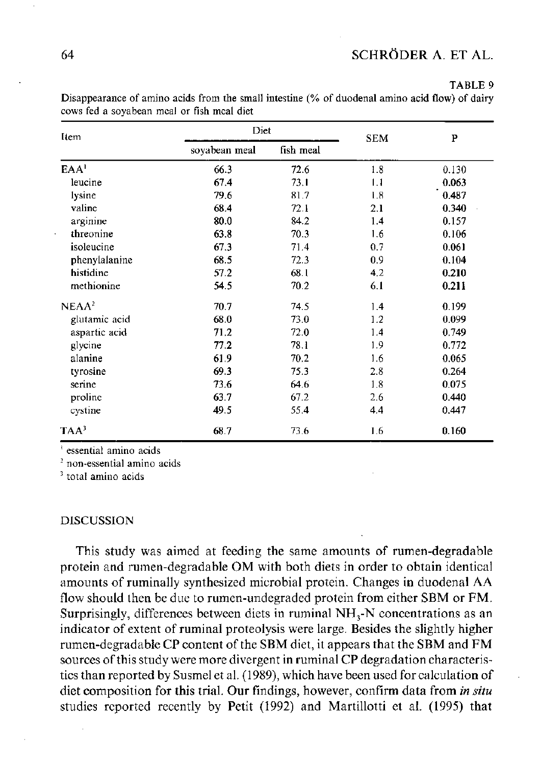TABLE 9

Disappearance of amino acids from the small intestine (% of duodenal amino acid flow) of dairy cows fed a soyabean meal or fish meal diet

| Item | Diet | | SEM | P |
|---|---|---|---|---|
| | soyabean meal | fish meal | | |
| EAA[1] | 66.3 | 72.6 | 1.8 | 0.130 |
| leucine | 67.4 | 73.1 | 1.1 | 0.063 |
| lysine | 79.6 | 81.7 | 1.8 | 0.487 |
| valine | 68.4 | 72.1 | 2.1 | 0.340 |
| arginine | 80.0 | 84.2 | 1.4 | 0.157 |
| threonine | 63.8 | 70.3 | 1.6 | 0.106 |
| isoleucine | 67.3 | 71.4 | 0.7 | 0.061 |
| phenylalanine | 68.5 | 72.3 | 0.9 | 0.104 |
| histidine | 57.2 | 68.1 | 4.2 | 0.210 |
| methionine | 54.5 | 70.2 | 6.1 | 0.211 |
| NEAA[2] | 70.7 | 74.5 | 1.4 | 0.199 |
| glutamic acid | 68.0 | 73.0 | 1.2 | 0.099 |
| aspartic acid | 71.2 | 72.0 | 1.4 | 0.749 |
| glycine | 77.2 | 78.1 | 1.9 | 0.772 |
| alanine | 61.9 | 70.2 | 1.6 | 0.065 |
| tyrosine | 69.3 | 75.3 | 2.8 | 0.264 |
| serine | 73.6 | 64.6 | 1.8 | 0.075 |
| proline | 63.7 | 67.2 | 2.6 | 0.440 |
| cystine | 49.5 | 55.4 | 4.4 | 0.447 |
| TAA[3] | 68.7 | 73.6 | 1.6 | 0.160 |

[1] essential amino acids

[2] non-essential amino acids

[3] total amino acids

## DISCUSSION

This study was aimed at feeding the same amounts of rumen-degradable protein and rumen-degradable OM with both diets in order to obtain identical amounts of ruminally synthesized microbial protein. Changes in duodenal AA flow should then be due to rumen-undegraded protein from either SBM or FM. Surprisingly, differences between diets in ruminal $NH_3$-N concentrations as an indicator of extent of ruminal proteolysis were large. Besides the slightly higher rumen-degradable CP content of the SBM diet, it appears that the SBM and FM sources of this study were more divergent in ruminal CP degradation characteristics than reported by Susmel et al. (1989), which have been used for calculation of diet composition for this trial. Our findings, however, confirm data from *in situ* studies reported recently by Petit (1992) and Martillotti et al. (1995) that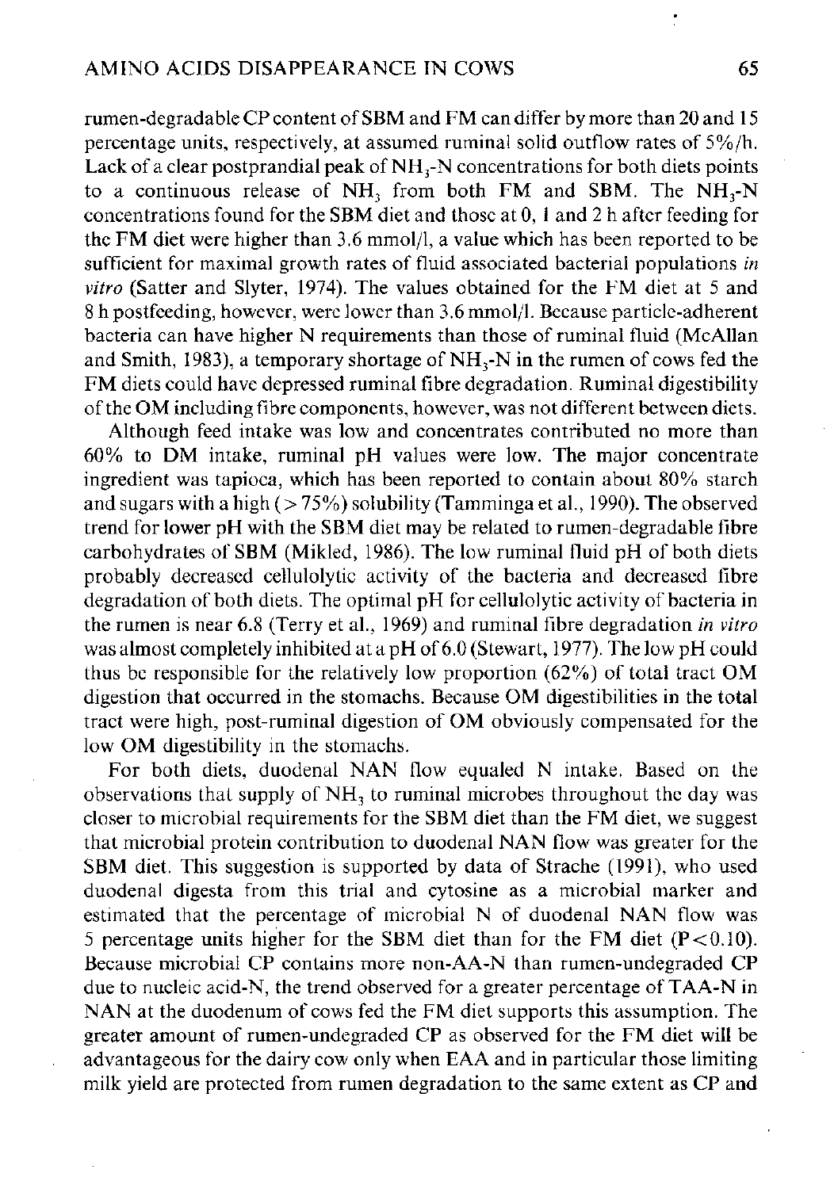rumen-degradable CP content of SBM and FM can differ by more than 20 and 15 percentage units, respectively, at assumed ruminal solid outflow rates of 5%/h. Lack of a clear postprandial peak of $NH_3$-N concentrations for both diets points to a continuous release of $NH_3$ from both FM and SBM. The $NH_3$-N concentrations found for the SBM diet and those at 0, 1 and 2 h after feeding for the FM diet were higher than 3.6 mmol/l, a value which has been reported to be sufficient for maximal growth rates of fluid associated bacterial populations *in vitro* (Satter and Slyter, 1974). The values obtained for the FM diet at 5 and 8 h postfeeding, however, were lower than 3.6 mmol/l. Because particle-adherent bacteria can have higher N requirements than those of ruminal fluid (McAllan and Smith, 1983), a temporary shortage of $NH_3$-N in the rumen of cows fed the FM diets could have depressed ruminal fibre degradation. Ruminal digestibility of the OM including fibre components, however, was not different between diets.

Although feed intake was low and concentrates contributed no more than 60% to DM intake, ruminal pH values were low. The major concentrate ingredient was tapioca, which has been reported to contain about 80% starch and sugars with a high (> 75%) solubility (Tamminga et al., 1990). The observed trend for lower pH with the SBM diet may be related to rumen-degradable fibre carbohydrates of SBM (Mikled, 1986). The low ruminal fluid pH of both diets probably decreased cellulolytic activity of the bacteria and decreased fibre degradation of both diets. The optimal pH for cellulolytic activity of bacteria in the rumen is near 6.8 (Terry et al., 1969) and ruminal fibre degradation *in vitro* was almost completely inhibited at a pH of 6.0 (Stewart, 1977). The low pH could thus be responsible for the relatively low proportion (62%) of total tract OM digestion that occurred in the stomachs. Because OM digestibilities in the total tract were high, post-ruminal digestion of OM obviously compensated for the low OM digestibility in the stomachs.

For both diets, duodenal NAN flow equaled N intake. Based on the observations that supply of $NH_3$ to ruminal microbes throughout the day was closer to microbial requirements for the SBM diet than the FM diet, we suggest that microbial protein contribution to duodenal NAN flow was greater for the SBM diet. This suggestion is supported by data of Strache (1991), who used duodenal digesta from this trial and cytosine as a microbial marker and estimated that the percentage of microbial N of duodenal NAN flow was 5 percentage units higher for the SBM diet than for the FM diet ($P < 0.10$). Because microbial CP contains more non-AA-N than rumen-undegraded CP due to nucleic acid-N, the trend observed for a greater percentage of TAA-N in NAN at the duodenum of cows fed the FM diet supports this assumption. The greater amount of rumen-undegraded CP as observed for the FM diet will be advantageous for the dairy cow only when EAA and in particular those limiting milk yield are protected from rumen degradation to the same extent as CP and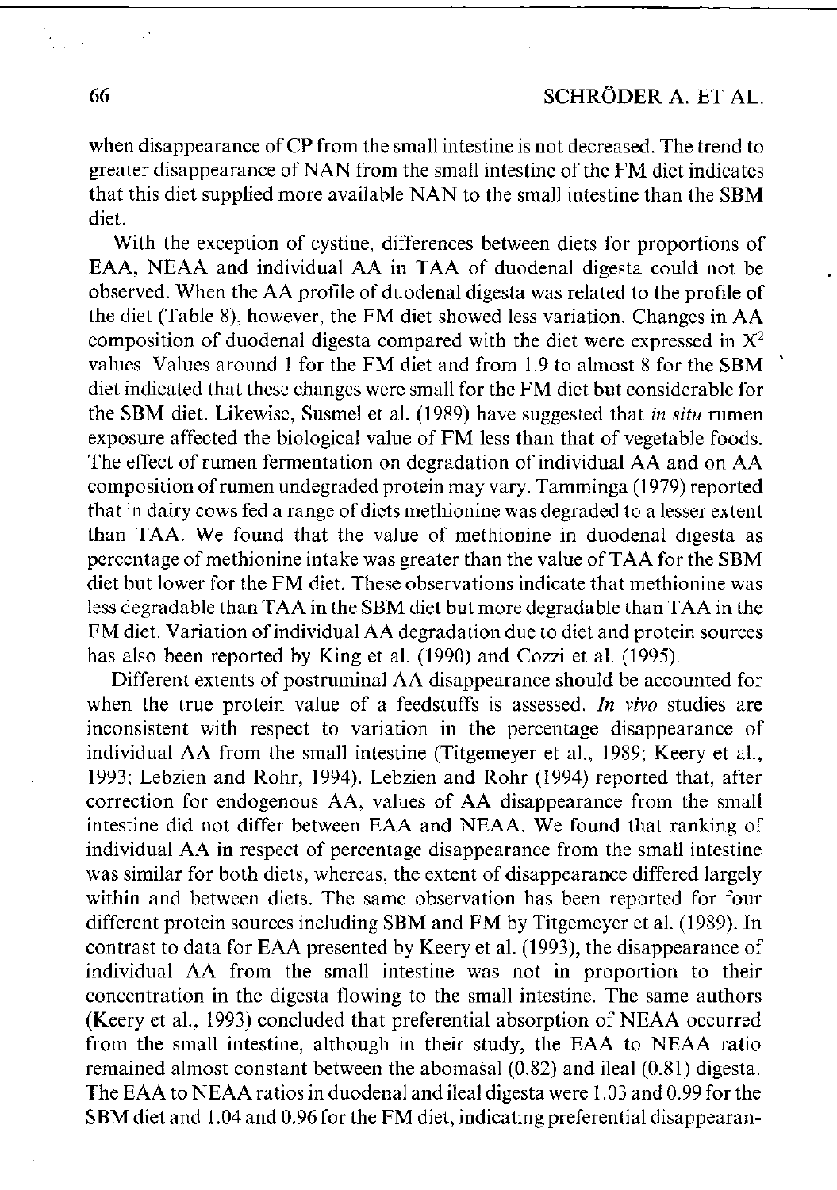when disappearance of CP from the small intestine is not decreased. The trend to greater disappearance of NAN from the small intestine of the FM diet indicates that this diet supplied more available NAN to the small intestine than the SBM diet.

With the exception of cystine, differences between diets for proportions of EAA, NEAA and individual AA in TAA of duodenal digesta could not be observed. When the AA profile of duodenal digesta was related to the profile of the diet (Table 8), however, the FM diet showed less variation. Changes in AA composition of duodenal digesta compared with the diet were expressed in $X^2$ values. Values around 1 for the FM diet and from 1.9 to almost 8 for the SBM diet indicated that these changes were small for the FM diet but considerable for the SBM diet. Likewise, Susmel et al. (1989) have suggested that *in situ* rumen exposure affected the biological value of FM less than that of vegetable foods. The effect of rumen fermentation on degradation of individual AA and on AA composition of rumen undegraded protein may vary. Tamminga (1979) reported that in dairy cows fed a range of diets methionine was degraded to a lesser extent than TAA. We found that the value of methionine in duodenal digesta as percentage of methionine intake was greater than the value of TAA for the SBM diet but lower for the FM diet. These observations indicate that methionine was less degradable than TAA in the SBM diet but more degradable than TAA in the FM diet. Variation of individual AA degradation due to diet and protein sources has also been reported by King et al. (1990) and Cozzi et al. (1995).

Different extents of postruminal AA disappearance should be accounted for when the true protein value of a feedstuffs is assessed. *In vivo* studies are inconsistent with respect to variation in the percentage disappearance of individual AA from the small intestine (Titgemeyer et al., 1989; Keery et al., 1993; Lebzien and Rohr, 1994). Lebzien and Rohr (1994) reported that, after correction for endogenous AA, values of AA disappearance from the small intestine did not differ between EAA and NEAA. We found that ranking of individual AA in respect of percentage disappearance from the small intestine was similar for both diets, whereas, the extent of disappearance differed largely within and between diets. The same observation has been reported for four different protein sources including SBM and FM by Titgemeyer et al. (1989). In contrast to data for EAA presented by Keery et al. (1993), the disappearance of individual AA from the small intestine was not in proportion to their concentration in the digesta flowing to the small intestine. The same authors (Keery et al., 1993) concluded that preferential absorption of NEAA occurred from the small intestine, although in their study, the EAA to NEAA ratio remained almost constant between the abomasal (0.82) and ileal (0.81) digesta. The EAA to NEAA ratios in duodenal and ileal digesta were 1.03 and 0.99 for the SBM diet and 1.04 and 0.96 for the FM diet, indicating preferential disappearan-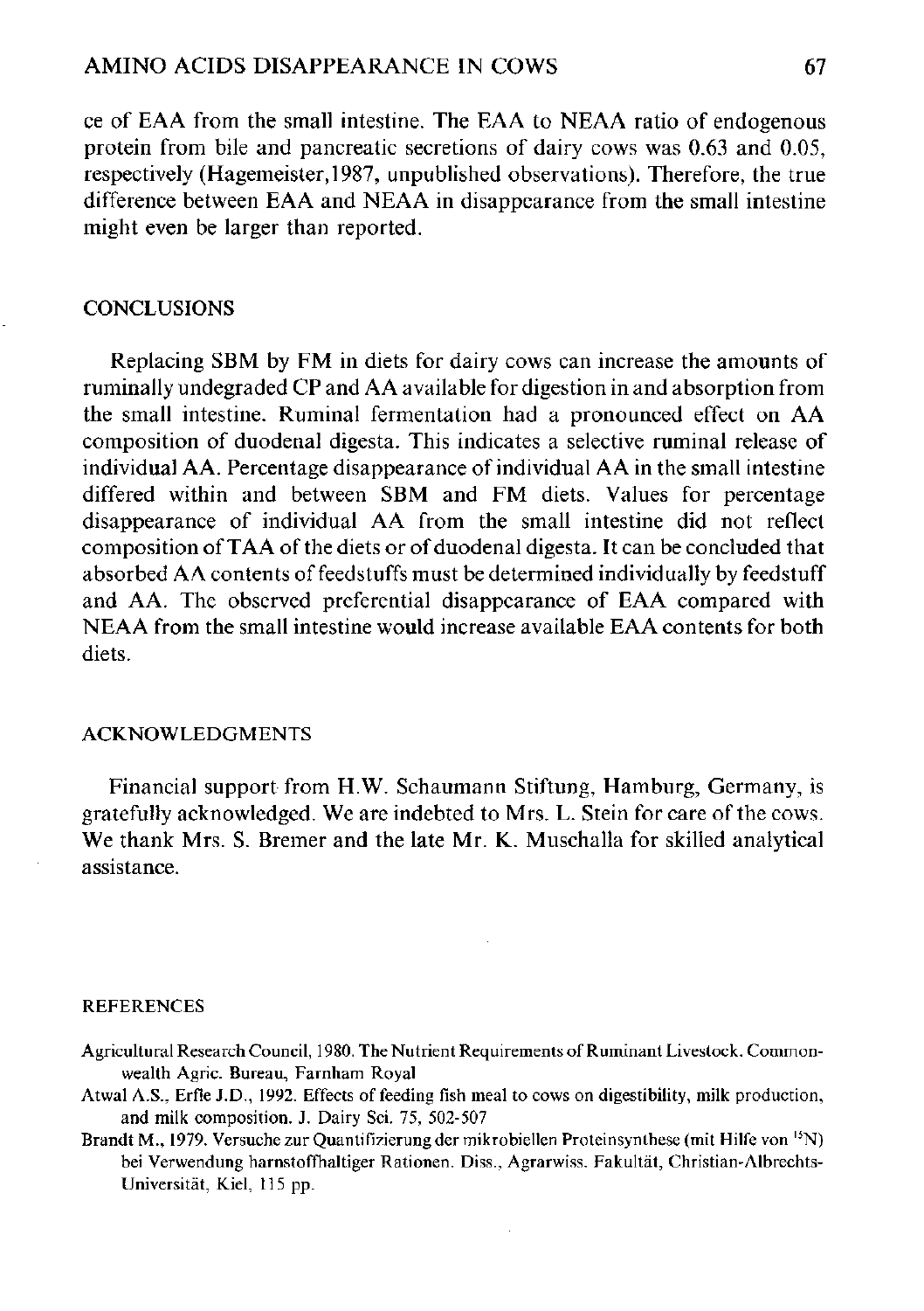ce of EAA from the small intestine. The EAA to NEAA ratio of endogenous protein from bile and pancreatic secretions of dairy cows was 0.63 and 0.05, respectively (Hagemeister,1987, unpublished observations). Therefore, the true difference between EAA and NEAA in disappearance from the small intestine might even be larger than reported.

## CONCLUSIONS

Replacing SBM by FM in diets for dairy cows can increase the amounts of ruminally undegraded CP and AA available for digestion in and absorption from the small intestine. Ruminal fermentation had a pronounced effect on AA composition of duodenal digesta. This indicates a selective ruminal release of individual AA. Percentage disappearance of individual AA in the small intestine differed within and between SBM and FM diets. Values for percentage disappearance of individual AA from the small intestine did not reflect composition of TAA of the diets or of duodenal digesta. It can be concluded that absorbed AA contents of feedstuffs must be determined individually by feedstuff and AA. The observed preferential disappearance of EAA compared with NEAA from the small intestine would increase available EAA contents for both diets.

## ACKNOWLEDGMENTS

Financial support from H.W. Schaumann Stiftung, Hamburg, Germany, is gratefully acknowledged. We are indebted to Mrs. L. Stein for care of the cows. We thank Mrs. S. Bremer and the late Mr. K. Muschalla for skilled analytical assistance.

## REFERENCES

Agricultural Research Council, 1980. The Nutrient Requirements of Ruminant Livestock. Commonwealth Agric. Bureau, Farnham Royal

Atwal A.S., Erfle J.D., 1992. Effects of feeding fish meal to cows on digestibility, milk production, and milk composition. J. Dairy Sci. 75, 502-507

Brandt M., 1979. Versuche zur Quantifizierung der mikrobiellen Proteinsynthese (mit Hilfe von $^{15}N$) bei Verwendung harnstoffhaltiger Rationen. Diss., Agrarwiss. Fakultät, Christian-Albrechts-Universität, Kiel, 115 pp.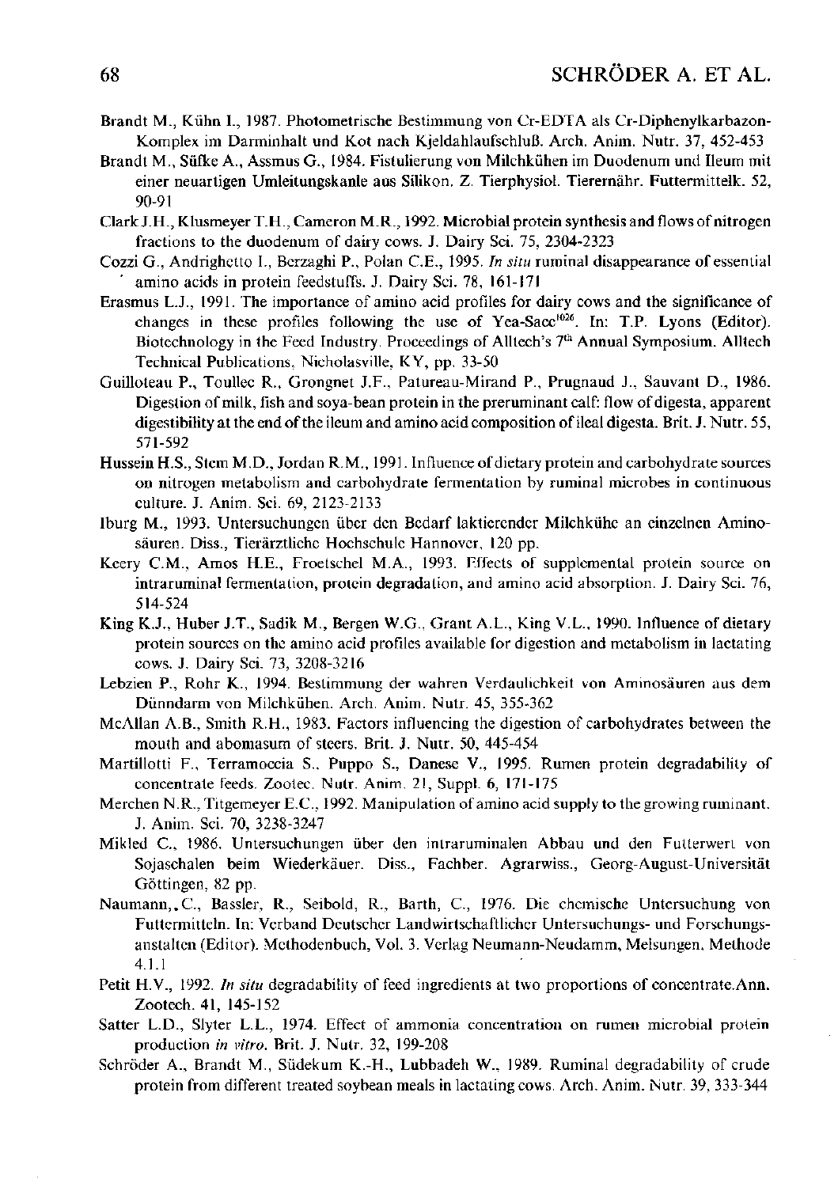Brandt M., Kühn I., 1987. Photometrische Bestimmung von Cr-EDTA als Cr-Diphenylkarbazon-Komplex im Darminhalt und Kot nach Kjeldahlaufschluß. Arch. Anim. Nutr. 37, 452-453

Brandt M., Süfke A., Assmus G., 1984. Fistulierung von Milchkühen im Duodenum und Ileum mit einer neuartigen Umleitungskanle aus Silikon. Z. Tierphysiol. Tierernähr. Futtermittelk. 52, 90-91

Clark J.H., Klusmeyer T.H., Cameron M.R., 1992. Microbial protein synthesis and flows of nitrogen fractions to the duodenum of dairy cows. J. Dairy Sci. 75, 2304-2323

Cozzi G., Andrighetto I., Berzaghi P., Polan C.E., 1995. *In situ* ruminal disappearance of essential amino acids in protein feedstuffs. J. Dairy Sci. 78, 161-171

Erasmus L.J., 1991. The importance of amino acid profiles for dairy cows and the significance of changes in these profiles following the use of Yea-Sacc[1026]. In: T.P. Lyons (Editor). Biotechnology in the Feed Industry. Proceedings of Alltech's 7[th] Annual Symposium. Alltech Technical Publications, Nicholasville, KY, pp. 33-50

Guilloteau P., Toullec R., Grongnet J.F., Patureau-Mirand P., Prugnaud J., Sauvant D., 1986. Digestion of milk, fish and soya-bean protein in the preruminant calf: flow of digesta, apparent digestibility at the end of the ileum and amino acid composition of ileal digesta. Brit. J. Nutr. 55, 571-592

Hussein H.S., Stem M.D., Jordan R.M., 1991. Influence of dietary protein and carbohydrate sources on nitrogen metabolism and carbohydrate fermentation by ruminal microbes in continuous culture. J. Anim. Sci. 69, 2123-2133

Iburg M., 1993. Untersuchungen über den Bedarf laktierender Milchkühe an einzelnen Aminosäuren. Diss., Tierärztliche Hochschule Hannover, 120 pp.

Keery C.M., Amos H.E., Froetschel M.A., 1993. Effects of supplemental protein source on intraruminal fermentation, protein degradation, and amino acid absorption. J. Dairy Sci. 76, 514-524

King K.J., Huber J.T., Sadik M., Bergen W.G., Grant A.L., King V.L., 1990. Influence of dietary protein sources on the amino acid profiles available for digestion and metabolism in lactating cows. J. Dairy Sci. 73, 3208-3216

Lebzien P., Rohr K., 1994. Bestimmung der wahren Verdaulichkeit von Aminosäuren aus dem Dünndarm von Milchkühen. Arch. Anim. Nutr. 45, 355-362

McAllan A.B., Smith R.H., 1983. Factors influencing the digestion of carbohydrates between the mouth and abomasum of steers. Brit. J. Nutr. 50, 445-454

Martillotti F., Terramoccia S., Puppo S., Danese V., 1995. Rumen protein degradability of concentrate feeds. Zootec. Nutr. Anim. 21, Suppl. 6, 171-175

Merchen N.R., Titgemeyer E.C., 1992. Manipulation of amino acid supply to the growing ruminant. J. Anim. Sci. 70, 3238-3247

Mikled C., 1986. Untersuchungen über den intraruminalen Abbau und den Futterwert von Sojaschalen beim Wiederkäuer. Diss., Fachber. Agrarwiss., Georg-August-Universität Göttingen, 82 pp.

Naumann, C., Bassler, R., Seibold, R., Barth, C., 1976. Die chemische Untersuchung von Futtermitteln. In: Verband Deutscher Landwirtschaftlicher Untersuchungs- und Forschungsanstalten (Editor). Methodenbuch, Vol. 3. Verlag Neumann-Neudamm, Melsungen, Methode 4.1.1

Petit H.V., 1992. *In situ* degradability of feed ingredients at two proportions of concentrate. Ann. Zootech. 41, 145-152

Satter L.D., Slyter L.L., 1974. Effect of ammonia concentration on rumen microbial protein production *in vitro*. Brit. J. Nutr. 32, 199-208

Schröder A., Brandt M., Südekum K.-H., Lubbadeh W., 1989. Ruminal degradability of crude protein from different treated soybean meals in lactating cows. Arch. Anim. Nutr. 39, 333-344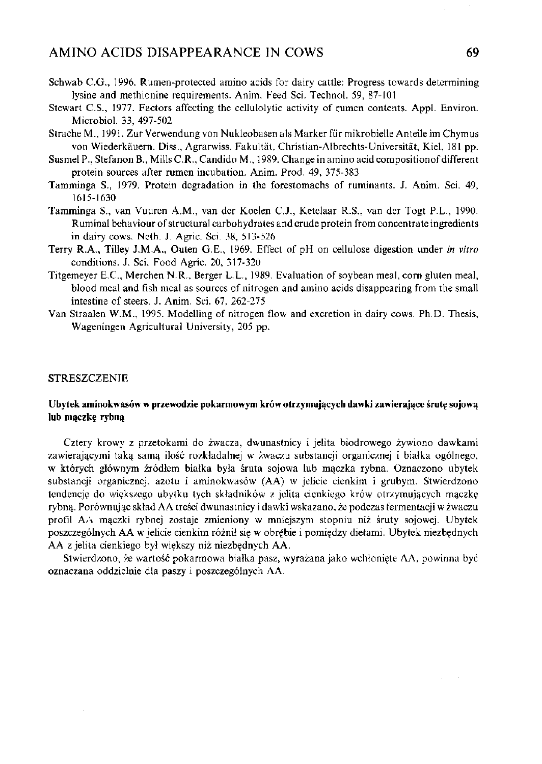Schwab C.G., 1996. Rumen-protected amino acids for dairy cattle: Progress towards determining lysine and methionine requirements. Anim. Feed Sci. Technol. 59, 87-101

Stewart C.S., 1977. Factors affecting the cellulolytic activity of rumen contents. Appl. Environ. Microbiol. 33, 497-502

Strache M., 1991. Zur Verwendung von Nukleobasen als Marker für mikrobielle Anteile im Chymus von Wiederkäuern. Diss., Agrarwiss. Fakultät, Christian-Albrechts-Universität, Kiel, 181 pp.

Susmel P., Stefanon B., Mills C.R., Candido M., 1989. Change in amino acid compositionof different protein sources after rumen incubation. Anim. Prod. 49, 375-383

Tamminga S., 1979. Protein degradation in the forestomachs of ruminants. J. Anim. Sci. 49, 1615-1630

Tamminga S., van Vuuren A.M., van der Koelen C.J., Ketelaar R.S., van der Togt P.L., 1990. Ruminal behaviour of structural carbohydrates and crude protein from concentrate ingredients in dairy cows. Neth. J. Agric. Sci. 38, 513-526

Terry R.A., Tilley J.M.A., Outen G.E., 1969. Effect of pH on cellulose digestion under *in vitro* conditions. J. Sci. Food Agric. 20, 317-320

Titgemeyer E.C., Merchen N.R., Berger L.L., 1989. Evaluation of soybean meal, corn gluten meal, blood meal and fish meal as sources of nitrogen and amino acids disappearing from the small intestine of steers. J. Anim. Sci. 67, 262-275

Van Straalen W.M., 1995. Modelling of nitrogen flow and excretion in dairy cows. Ph.D. Thesis, Wageningen Agricultural University, 205 pp.

## STRESZCZENIE

**Ubytek aminokwasów w przewodzie pokarmowym krów otrzymujących dawki zawierające śrutę sojową lub mączkę rybną**

Cztery krowy z przetokami do żwacza, dwunastnicy i jelita biodrowego żywiono dawkami zawierającymi taką samą ilość rozkładalnej w żwaczu substancji organicznej i białka ogólnego, w których głównym źródłem białka była śruta sojowa lub mączka rybna. Oznaczono ubytek substancji organicznej, azotu i aminokwasów (AA) w jelicie cienkim i grubym. Stwierdzono tendencję do większego ubytku tych składników z jelita cienkiego krów otrzymujących mączkę rybną. Porównując skład AA treści dwunastnicy i dawki wskazano, że podczas fermentacji w żwaczu profil AA mączki rybnej zostaje zmieniony w mniejszym stopniu niż śruty sojowej. Ubytek poszczególnych AA w jelicie cienkim różnił się w obrębie i pomiędzy dietami. Ubytek niezbędnych AA z jelita cienkiego był większy niż niezbędnych AA.

Stwierdzono, że wartość pokarmowa białka pasz, wyrażana jako wchłonięte AA, powinna być oznaczana oddzielnie dla paszy i poszczególnych AA.